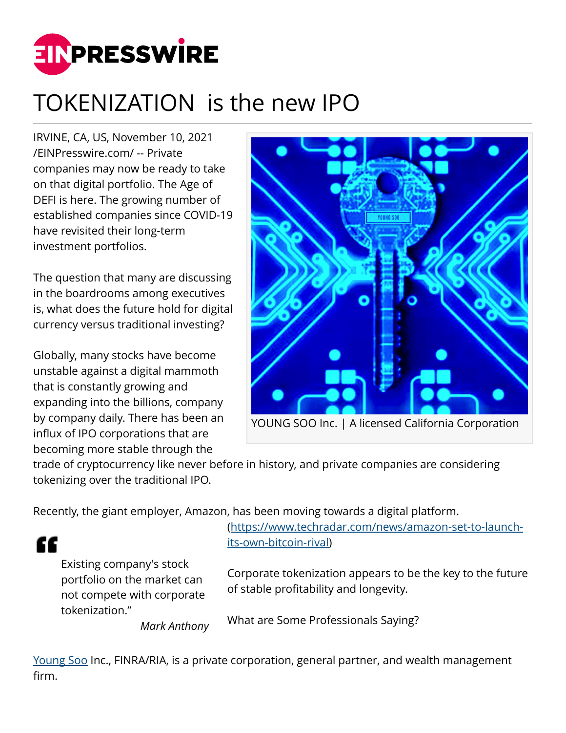# TOKENIZATION is the new IPO

IRVINE, CA, US, November 10, 2021 /EINPresswire.com/ -- Private companies may now be ready to take on that digital portfolio. The Age of DEFI is here. The growing number of established companies since COVID-19 have revisited their long-term investment portfolios.

The question that many are discussing in the boardrooms among executives is, what does the future hold for digital currency versus traditional investing?

Globally, many stocks have become unstable against a digital mammoth that is constantly growing and expanding into the billions, company by company daily. There has been an influx of IPO corporations that are becoming more stable through the trade of cryptocurrency like never before in history, and private companies are considering tokenizing over the traditional IPO.

YOUNG SOO Inc. | A licensed California Corporation

Recently, the giant employer, Amazon, has been moving towards a digital platform. (https://www.techradar.com/news/amazon-set-to-launch-its-own-bitcoin-rival)

> "Existing company's stock portfolio on the market can not compete with corporate tokenization."
>
> *Mark Anthony*

Corporate tokenization appears to be the key to the future of stable profitability and longevity.

What are Some Professionals Saying?

[Young Soo](#) Inc., FINRA/RIA, is a private corporation, general partner, and wealth management firm.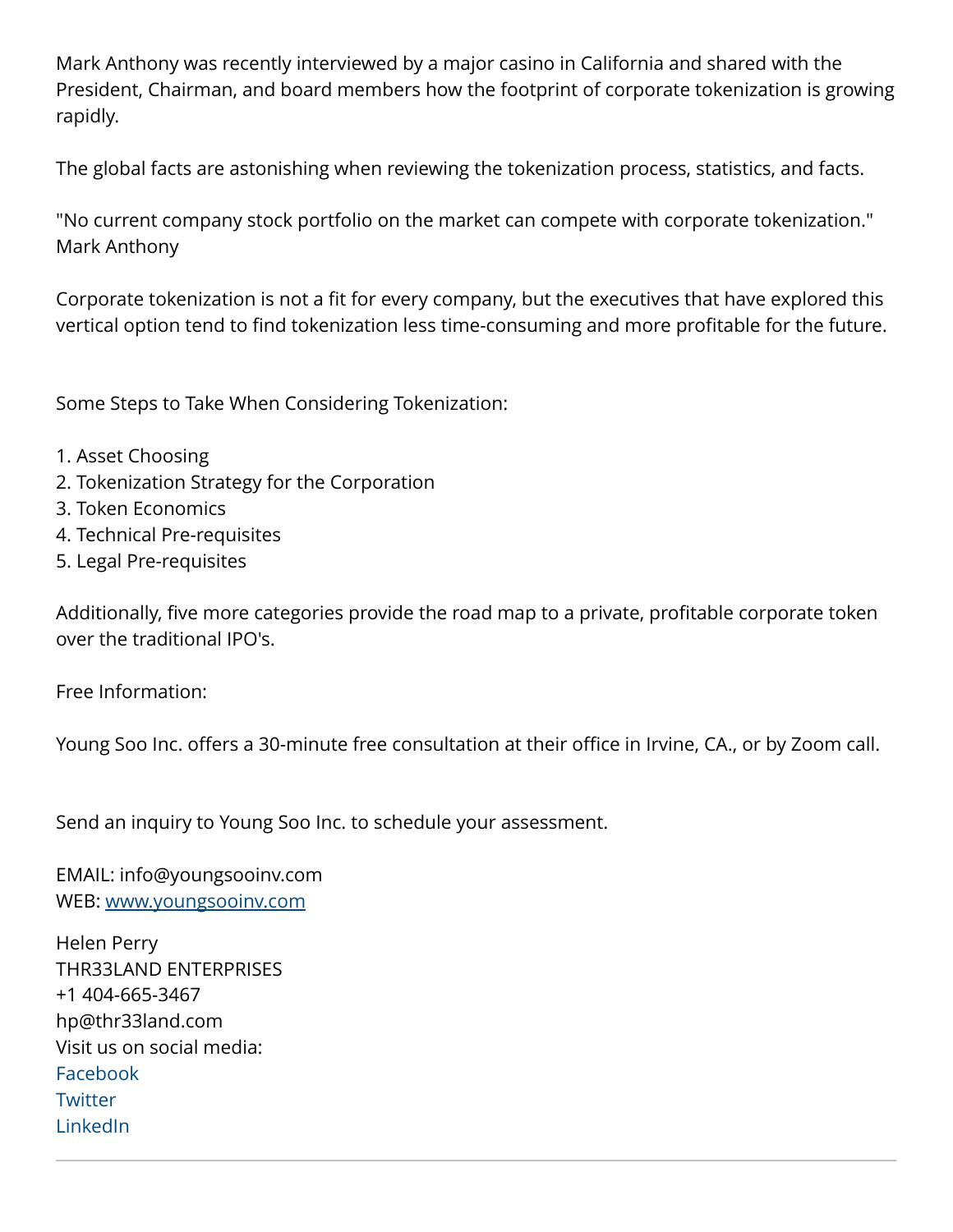Mark Anthony was recently interviewed by a major casino in California and shared with the President, Chairman, and board members how the footprint of corporate tokenization is growing rapidly.

The global facts are astonishing when reviewing the tokenization process, statistics, and facts.

"No current company stock portfolio on the market can compete with corporate tokenization." Mark Anthony

Corporate tokenization is not a fit for every company, but the executives that have explored this vertical option tend to find tokenization less time-consuming and more profitable for the future.

Some Steps to Take When Considering Tokenization:

1. Asset Choosing
2. Tokenization Strategy for the Corporation
3. Token Economics
4. Technical Pre-requisites
5. Legal Pre-requisites

Additionally, five more categories provide the road map to a private, profitable corporate token over the traditional IPO's.

Free Information:

Young Soo Inc. offers a 30-minute free consultation at their office in Irvine, CA., or by Zoom call.

Send an inquiry to Young Soo Inc. to schedule your assessment.

EMAIL: info@youngsooinv.com
WEB: [www.youngsooinv.com](http://www.youngsooinv.com)

Helen Perry
THR33LAND ENTERPRISES
+1 404-665-3467
hp@thr33land.com
Visit us on social media:
Facebook
Twitter
LinkedIn

---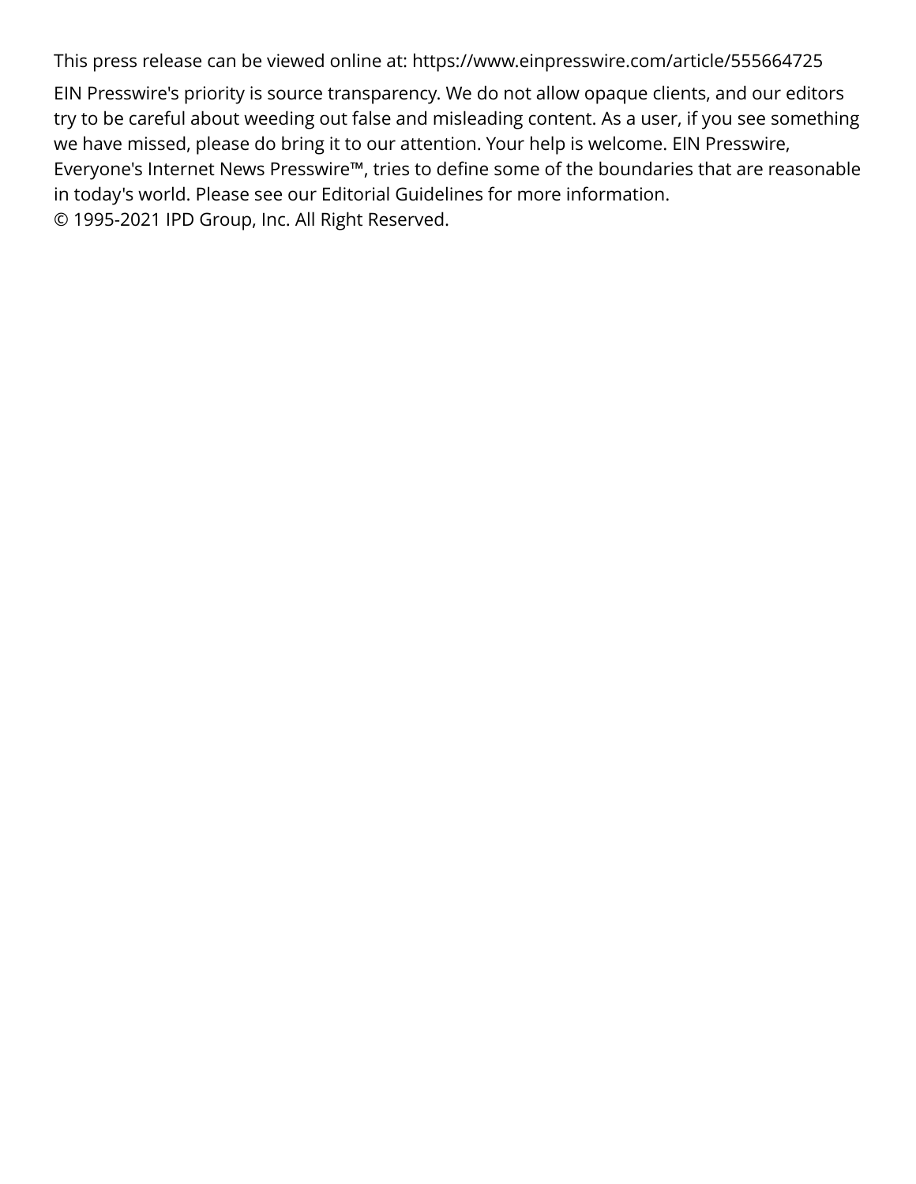This press release can be viewed online at: https://www.einpresswire.com/article/555664725

EIN Presswire's priority is source transparency. We do not allow opaque clients, and our editors try to be careful about weeding out false and misleading content. As a user, if you see something we have missed, please do bring it to our attention. Your help is welcome. EIN Presswire, Everyone's Internet News Presswire™, tries to define some of the boundaries that are reasonable in today's world. Please see our Editorial Guidelines for more information.
© 1995-2021 IPD Group, Inc. All Right Reserved.